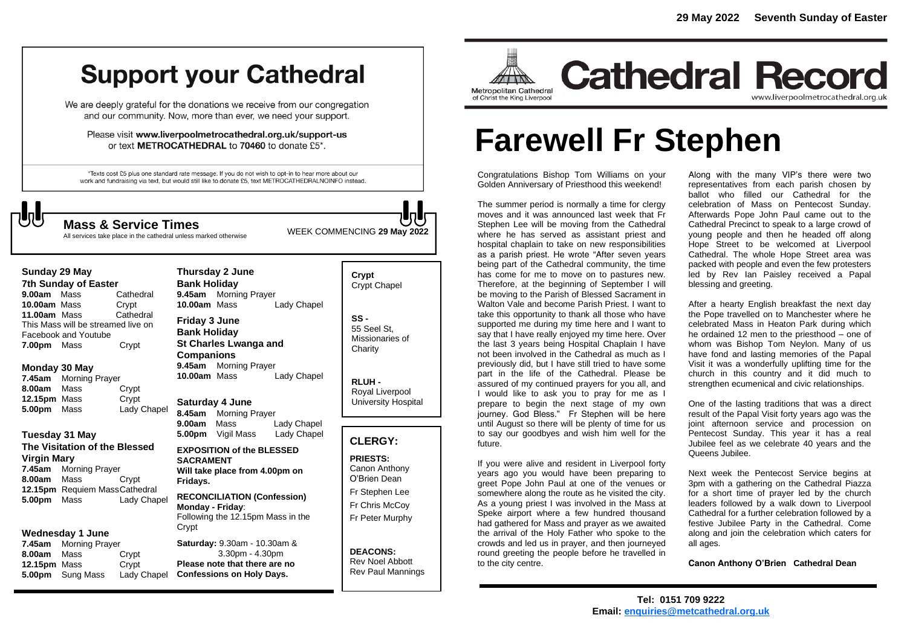29 May 2022 Seventh Sunday of Easter

# Cathedral Record

Metropolitan Cathedral of Christ the King Liverpool

www.liverpoolmetrocathedral.org.uk

# Farewell Fr Stephen

Congratulations Bishop Tom Williams on your Golden Anniversary of Priesthood this weekend!

The summer period is normally a time for clergy moves and it was announced last week that Fr Stephen Lee will be moving from the Cathedral where he has served as assistant priest and hospital chaplain to take on new responsibilities as a parish priest. He wrote "After seven years being part of the Cathedral community, the time has come for me to move on to pastures new. Therefore, at the beginning of September I will be moving to the Parish of Blessed Sacrament in Walton Vale and become Parish Priest. I want to take this opportunity to thank all those who have supported me during my time here and I want to say that I have really enjoyed my time here. Over the last 3 years being Hospital Chaplain I have not been involved in the Cathedral as much as I previously did, but I have still tried to have some part in the life of the Cathedral. Please be assured of my continued prayers for you all, and I would like to ask you to pray for me as I prepare to begin the next stage of my own journey. God Bless." Fr Stephen will be here until August so there will be plenty of time for us to say our goodbyes and wish him well for the future.

If you were alive and resident in Liverpool forty years ago you would have been preparing to greet Pope John Paul at one of the venues or somewhere along the route as he visited the city. As a young priest I was involved in the Mass at Speke airport where a few hundred thousand had gathered for Mass and prayer as we awaited the arrival of the Holy Father who spoke to the crowds and led us in prayer, and then journeyed round greeting the people before he travelled in to the city centre.

Along with the many VIP's there were two representatives from each parish chosen by ballot who filled our Cathedral for the celebration of Mass on Pentecost Sunday. Afterwards Pope John Paul came out to the Cathedral Precinct to speak to a large crowd of young people and then he headed off along Hope Street to be welcomed at Liverpool Cathedral. The whole Hope Street area was packed with people and even the few protesters led by Rev Ian Paisley received a Papal blessing and greeting.

After a hearty English breakfast the next day the Pope travelled on to Manchester where he celebrated Mass in Heaton Park during which he ordained 12 men to the priesthood – one of whom was Bishop Tom Neylon. Many of us have fond and lasting memories of the Papal Visit it was a wonderfully uplifting time for the church in this country and it did much to strengthen ecumenical and civic relationships.

One of the lasting traditions that was a direct result of the Papal Visit forty years ago was the joint afternoon service and procession on Pentecost Sunday. This year it has a real Jubilee feel as we celebrate 40 years and the Queens Jubilee.

Next week the Pentecost Service begins at 3pm with a gathering on the Cathedral Piazza for a short time of prayer led by the church leaders followed by a walk down to Liverpool Cathedral for a further celebration followed by a festive Jubilee Party in the Cathedral. Come along and join the celebration which caters for all ages.

**Canon Anthony O'Brien Cathedral Dean**

**Tel: 0151 709 9222**
**Email: enquiries@metcathedral.org.uk**

# Support your Cathedral

We are deeply grateful for the donations we receive from our congregation and our community. Now, more than ever, we need your support.

Please visit **www.liverpoolmetrocathedral.org.uk/support-us** or text **METROCATHEDRAL** to **70460** to donate £5*.

*Texts cost £5 plus one standard rate message. If you do not wish to opt-in to hear more about our work and fundraising via text, but would still like to donate £5, text METROCATHEDRALNOINFO instead.

## Mass & Service Times

All services take place in the cathedral unless marked otherwise

WEEK COMMENCING **29 May 2022**

### Sunday 29 May
**7th Sunday of Easter**

**9.00am** Mass Cathedral
**10.00am** Mass Crypt
**11.00am** Mass Cathedral
This Mass will be streamed live on Facebook and Youtube
**7.00pm** Mass Crypt

### Monday 30 May

**7.45am** Morning Prayer
**8.00am** Mass Crypt
**12.15pm** Mass Crypt
**5.00pm** Mass Lady Chapel

### Tuesday 31 May
**The Visitation of the Blessed Virgin Mary**

**7.45am** Morning Prayer
**8.00am** Mass Crypt
**12.15pm** Requiem Mass Cathedral
**5.00pm** Mass Lady Chapel

### Wednesday 1 June

**7.45am** Morning Prayer
**8.00am** Mass Crypt
**12.15pm** Mass Crypt
**5.00pm** Sung Mass Lady Chapel

### Thursday 2 June
**Bank Holiday**

**9.45am** Morning Prayer
**10.00am** Mass Lady Chapel

### Friday 3 June
**Bank Holiday**
**St Charles Lwanga and Companions**

**9.45am** Morning Prayer
**10.00am** Mass Lady Chapel

### Saturday 4 June

**8.45am** Morning Prayer
**9.00am** Mass Lady Chapel
**5.00pm** Vigil Mass Lady Chapel

**EXPOSITION of the BLESSED SACRAMENT**
**Will take place from 4.00pm on Fridays.**

**RECONCILIATION (Confession)**
**Monday - Friday**:
Following the 12.15pm Mass in the Crypt

**Saturday:** 9.30am - 10.30am & 3.30pm - 4.30pm
**Please note that there are no Confessions on Holy Days.**

**Crypt** Crypt Chapel

**SS -** 55 Seel St, Missionaries of Charity

**RLUH -** Royal Liverpool University Hospital

## CLERGY:

**PRIESTS:**
Canon Anthony O'Brien Dean
Fr Stephen Lee
Fr Chris McCoy
Fr Peter Murphy

**DEACONS:**
Rev Noel Abbott
Rev Paul Mannings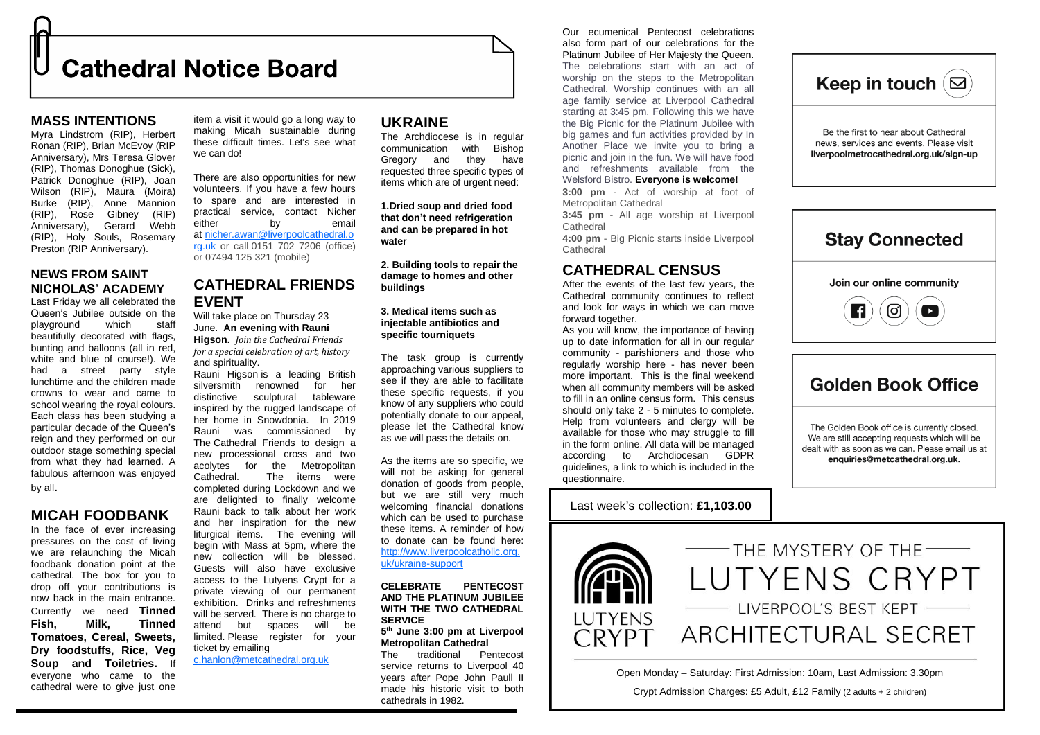# Cathedral Notice Board

## MASS INTENTIONS

Myra Lindstrom (RIP), Herbert Ronan (RIP), Brian McEvoy (RIP Anniversary), Mrs Teresa Glover (RIP), Thomas Donoghue (Sick), Patrick Donoghue (RIP), Joan Wilson (RIP), Maura (Moira) Burke (RIP), Anne Mannion (RIP), Rose Gibney (RIP) Anniversary), Gerard Webb (RIP), Holy Souls, Rosemary Preston (RIP Anniversary).

## NEWS FROM SAINT NICHOLAS' ACADEMY

Last Friday we all celebrated the Queen's Jubilee outside on the playground which staff beautifully decorated with flags, bunting and balloons (all in red, white and blue of course!). We had a street party style lunchtime and the children made crowns to wear and came to school wearing the royal colours. Each class has been studying a particular decade of the Queen's reign and they performed on our outdoor stage something special from what they had learned. A fabulous afternoon was enjoyed by all.

## MICAH FOODBANK

In the face of ever increasing pressures on the cost of living we are relaunching the Micah foodbank donation point at the cathedral. The box for you to drop off your contributions is now back in the main entrance. Currently we need **Tinned Fish, Milk, Tinned Tomatoes, Cereal, Sweets, Dry foodstuffs, Rice, Veg Soup and Toiletries.** If everyone who came to the cathedral were to give just one item a visit it would go a long way to making Micah sustainable during these difficult times. Let's see what we can do!

There are also opportunities for new volunteers. If you have a few hours to spare and are interested in practical service, contact Nicher either by email at nicher.awan@liverpoolcathedral.org.uk or call 0151 702 7206 (office) or 07494 125 321 (mobile)

## CATHEDRAL FRIENDS EVENT

Will take place on Thursday 23 June. **An evening with Rauni Higson.** *Join the Cathedral Friends for a special celebration of art, history* and spirituality.

Rauni Higson is a leading British silversmith renowned for her distinctive sculptural tableware inspired by the rugged landscape of her home in Snowdonia. In 2019 Rauni was commissioned by The Cathedral Friends to design a new processional cross and two acolytes for the Metropolitan Cathedral. The items were completed during Lockdown and we are delighted to finally welcome Rauni back to talk about her work and her inspiration for the new liturgical items. The evening will begin with Mass at 5pm, where the new collection will be blessed. Guests will also have exclusive access to the Lutyens Crypt for a private viewing of our permanent exhibition. Drinks and refreshments will be served. There is no charge to attend but spaces will be limited. Please register for your ticket by emailing c.hanlon@metcathedral.org.uk

## UKRAINE

The Archdiocese is in regular communication with Bishop Gregory and they have requested three specific types of items which are of urgent need:

**1.Dried soup and dried food that don't need refrigeration and can be prepared in hot water**

**2. Building tools to repair the damage to homes and other buildings**

**3. Medical items such as injectable antibiotics and specific tourniquets**

The task group is currently approaching various suppliers to see if they are able to facilitate these specific requests, if you know of any suppliers who could potentially donate to our appeal, please let the Cathedral know as we will pass the details on.

As the items are so specific, we will not be asking for general donation of goods from people, but we are still very much welcoming financial donations which can be used to purchase these items. A reminder of how to donate can be found here: http://www.liverpoolcatholic.org.uk/ukraine-support

**CELEBRATE PENTECOST AND THE PLATINUM JUBILEE WITH THE TWO CATHEDRAL SERVICE**

**5th June 3:00 pm at Liverpool Metropolitan Cathedral**

The traditional Pentecost service returns to Liverpool 40 years after Pope John Paull II made his historic visit to both cathedrals in 1982.

Our ecumenical Pentecost celebrations also form part of our celebrations for the Platinum Jubilee of Her Majesty the Queen. The celebrations start with an act of worship on the steps to the Metropolitan Cathedral. Worship continues with an all age family service at Liverpool Cathedral starting at 3:45 pm. Following this we have the Big Picnic for the Platinum Jubilee with big games and fun activities provided by In Another Place we invite you to bring a picnic and join in the fun. We will have food and refreshments available from the Welsford Bistro. **Everyone is welcome!**

**3:00 pm** - Act of worship at foot of Metropolitan Cathedral

**3:45 pm** - All age worship at Liverpool Cathedral

**4:00 pm** - Big Picnic starts inside Liverpool Cathedral

## CATHEDRAL CENSUS

After the events of the last few years, the Cathedral community continues to reflect and look for ways in which we can move forward together.

As you will know, the importance of having up to date information for all in our regular community - parishioners and those who regularly worship here - has never been more important. This is the final weekend when all community members will be asked to fill in an online census form. This census should only take 2 - 5 minutes to complete. Help from volunteers and clergy will be available for those who may struggle to fill in the form online. All data will be managed according to Archdiocesan GDPR guidelines, a link to which is included in the questionnaire.

Last week's collection: **£1,103.00**

## Keep in touch

Be the first to hear about Cathedral news, services and events. Please visit **liverpoolmetrocathedral.org.uk/sign-up**

## Stay Connected

**Join our online community**

## Golden Book Office

The Golden Book office is currently closed. We are still accepting requests which will be dealt with as soon as we can. Please email us at **enquiries@metcathedral.org.uk.**

LUTYENS CRYPT

THE MYSTERY OF THE LUTYENS CRYPT

LIVERPOOL'S BEST KEPT ARCHITECTURAL SECRET

Open Monday – Saturday: First Admission: 10am, Last Admission: 3.30pm

Crypt Admission Charges: £5 Adult, £12 Family (2 adults + 2 children)